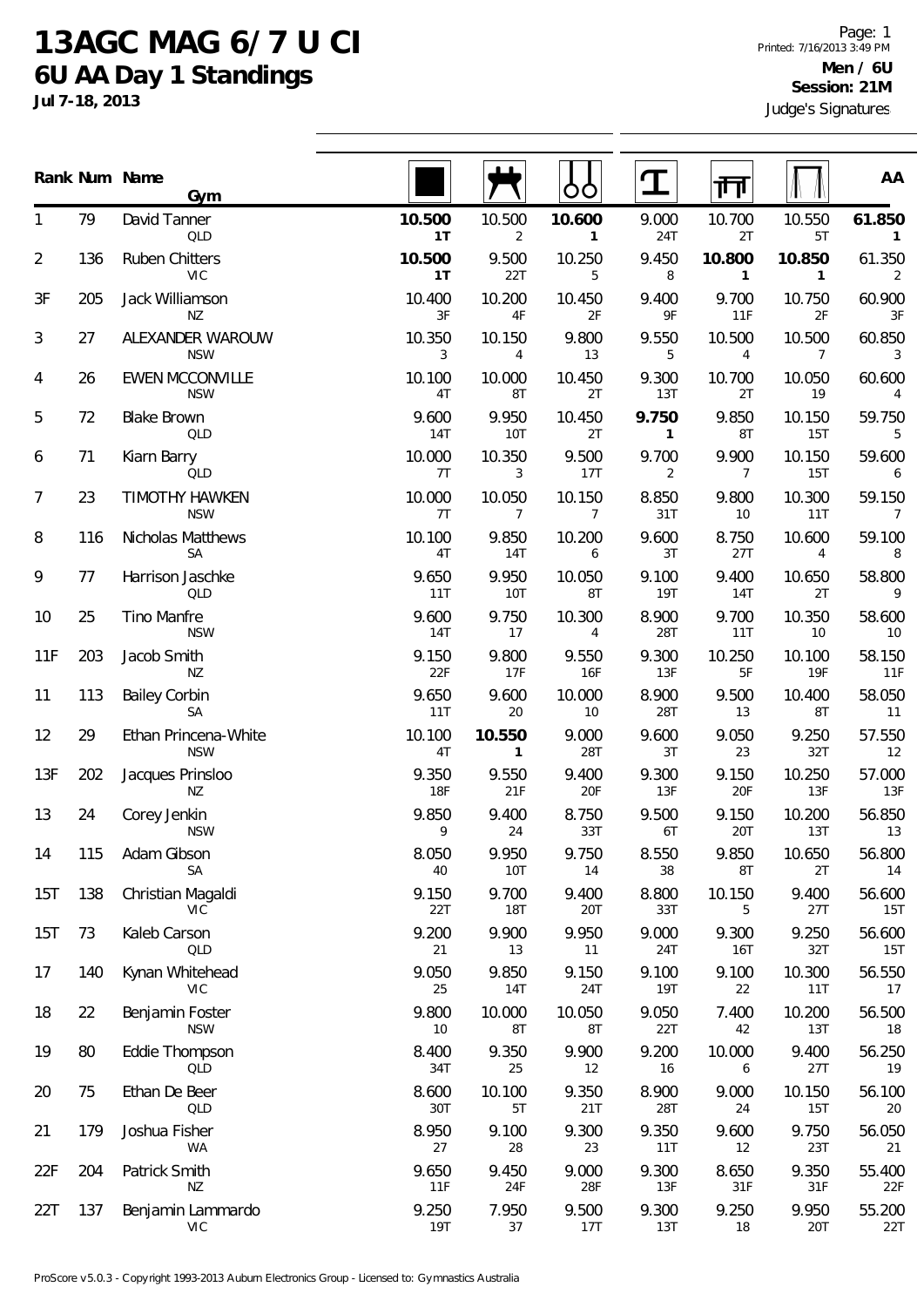# 13AGC MAG 6/7 U CI

## 6U AA Day 1 Standings

Jul 7-18, 2013

Printed: 7/16/2013 3:49 PM

**Men / 6U**

**Session: 21M**

Judge's Signatures

| Rank | Num | Name / Gym | Floor | Pommel Horse | Rings | Vault | Parallel Bars | High Bar | AA |
|---|---|---|---|---|---|---|---|---|---|
| 1 | 79 | David Tanner QLD | **10.500** 1T | 10.500 2 | **10.600** 1 | 9.000 24T | 10.700 2T | 10.550 5T | **61.850** 1 |
| 2 | 136 | Ruben Chitters VIC | **10.500** 1T | 9.500 22T | 10.250 5 | 9.450 8 | **10.800** 1 | **10.850** 1 | 61.350 2 |
| 3F | 205 | Jack Williamson NZ | 10.400 3F | 10.200 4F | 10.450 2F | 9.400 9F | 9.700 11F | 10.750 2F | 60.900 3F |
| 3 | 27 | ALEXANDER WAROUW NSW | 10.350 3 | 10.150 4 | 9.800 13 | 9.550 5 | 10.500 4 | 10.500 7 | 60.850 3 |
| 4 | 26 | EWEN MCCONVILLE NSW | 10.100 4T | 10.000 8T | 10.450 2T | 9.300 13T | 10.700 2T | 10.050 19 | 60.600 4 |
| 5 | 72 | Blake Brown QLD | 9.600 14T | 9.950 10T | 10.450 2T | **9.750** 1 | 9.850 8T | 10.150 15T | 59.750 5 |
| 6 | 71 | Kiarn Barry QLD | 10.000 7T | 10.350 3 | 9.500 17T | 9.700 2 | 9.900 7 | 10.150 15T | 59.600 6 |
| 7 | 23 | TIMOTHY HAWKEN NSW | 10.000 7T | 10.050 7 | 10.150 7 | 8.850 31T | 9.800 10 | 10.300 11T | 59.150 7 |
| 8 | 116 | Nicholas Matthews SA | 10.100 4T | 9.850 14T | 10.200 6 | 9.600 3T | 8.750 27T | 10.600 4 | 59.100 8 |
| 9 | 77 | Harrison Jaschke QLD | 9.650 11T | 9.950 10T | 10.050 8T | 9.100 19T | 9.400 14T | 10.650 2T | 58.800 9 |
| 10 | 25 | Tino Manfre NSW | 9.600 14T | 9.750 17 | 10.300 4 | 8.900 28T | 9.700 11T | 10.350 10 | 58.600 10 |
| 11F | 203 | Jacob Smith NZ | 9.150 22F | 9.800 17F | 9.550 16F | 9.300 13F | 10.250 5F | 10.100 19F | 58.150 11F |
| 11 | 113 | Bailey Corbin SA | 9.650 11T | 9.600 20 | 10.000 10 | 8.900 28T | 9.500 13 | 10.400 8T | 58.050 11 |
| 12 | 29 | Ethan Princena-White NSW | 10.100 4T | **10.550** 1 | 9.000 28T | 9.600 3T | 9.050 23 | 9.250 32T | 57.550 12 |
| 13F | 202 | Jacques Prinsloo NZ | 9.350 18F | 9.550 21F | 9.400 20F | 9.300 13F | 9.150 20F | 10.250 13F | 57.000 13F |
| 13 | 24 | Corey Jenkin NSW | 9.850 9 | 9.400 24 | 8.750 33T | 9.500 6T | 9.150 20T | 10.200 13T | 56.850 13 |
| 14 | 115 | Adam Gibson SA | 8.050 40 | 9.950 10T | 9.750 14 | 8.550 38 | 9.850 8T | 10.650 2T | 56.800 14 |
| 15T | 138 | Christian Magaldi VIC | 9.150 22T | 9.700 18T | 9.400 20T | 8.800 33T | 10.150 5 | 9.400 27T | 56.600 15T |
| 15T | 73 | Kaleb Carson QLD | 9.200 21 | 9.900 13 | 9.950 11 | 9.000 24T | 9.300 16T | 9.250 32T | 56.600 15T |
| 17 | 140 | Kynan Whitehead VIC | 9.050 25 | 9.850 14T | 9.150 24T | 9.100 19T | 9.100 22 | 10.300 11T | 56.550 17 |
| 18 | 22 | Benjamin Foster NSW | 9.800 10 | 10.000 8T | 10.050 8T | 9.050 22T | 7.400 42 | 10.200 13T | 56.500 18 |
| 19 | 80 | Eddie Thompson QLD | 8.400 34T | 9.350 25 | 9.900 12 | 9.200 16 | 10.000 6 | 9.400 27T | 56.250 19 |
| 20 | 75 | Ethan De Beer QLD | 8.600 30T | 10.100 5T | 9.350 21T | 8.900 28T | 9.000 24 | 10.150 15T | 56.100 20 |
| 21 | 179 | Joshua Fisher WA | 8.950 27 | 9.100 28 | 9.300 23 | 9.350 11T | 9.600 12 | 9.750 23T | 56.050 21 |
| 22F | 204 | Patrick Smith NZ | 9.650 11F | 9.450 24F | 9.000 28F | 9.300 13F | 8.650 31F | 9.350 31F | 55.400 22F |
| 22T | 137 | Benjamin Lammardo VIC | 9.250 19T | 7.950 37 | 9.500 17T | 9.300 13T | 9.250 18 | 9.950 20T | 55.200 22T |

ProScore v5.0.3 - Copyright 1993-2013 Auburn Electronics Group - Licensed to: Gymnastics Australia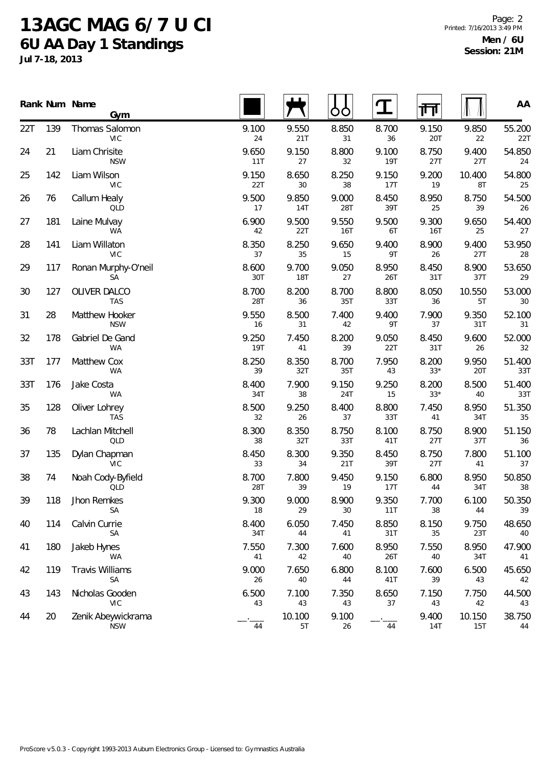# 13AGC MAG 6/7 U CI

## 6U AA Day 1 Standings

**Jul 7-18, 2013**

**Men / 6U**
**Session: 21M**

| Rank | Num | Name / Gym | Floor | Pommel Horse | Rings | Vault | Parallel Bars | High Bar | AA |
|---|---|---|---|---|---|---|---|---|---|
| 22T | 139 | Thomas Salomon<br>VIC | 9.100<br>24 | 9.550<br>21T | 8.850<br>31 | 8.700<br>36 | 9.150<br>20T | 9.850<br>22 | 55.200<br>22T |
| 24 | 21 | Liam Chrisite<br>NSW | 9.650<br>11T | 9.150<br>27 | 8.800<br>32 | 9.100<br>19T | 8.750<br>27T | 9.400<br>27T | 54.850<br>24 |
| 25 | 142 | Liam Wilson<br>VIC | 9.150<br>22T | 8.650<br>30 | 8.250<br>38 | 9.150<br>17T | 9.200<br>19 | 10.400<br>8T | 54.800<br>25 |
| 26 | 76 | Callum Healy<br>QLD | 9.500<br>17 | 9.850<br>14T | 9.000<br>28T | 8.450<br>39T | 8.950<br>25 | 8.750<br>39 | 54.500<br>26 |
| 27 | 181 | Laine Mulvay<br>WA | 6.900<br>42 | 9.500<br>22T | 9.550<br>16T | 9.500<br>6T | 9.300<br>16T | 9.650<br>25 | 54.400<br>27 |
| 28 | 141 | Liam Willaton<br>VIC | 8.350<br>37 | 8.250<br>35 | 9.650<br>15 | 9.400<br>9T | 8.900<br>26 | 9.400<br>27T | 53.950<br>28 |
| 29 | 117 | Ronan Murphy-O'neil<br>SA | 8.600<br>30T | 9.700<br>18T | 9.050<br>27 | 8.950<br>26T | 8.450<br>31T | 8.900<br>37T | 53.650<br>29 |
| 30 | 127 | OLIVER DALCO<br>TAS | 8.700<br>28T | 8.200<br>36 | 8.700<br>35T | 8.800<br>33T | 8.050<br>36 | 10.550<br>5T | 53.000<br>30 |
| 31 | 28 | Matthew Hooker<br>NSW | 9.550<br>16 | 8.500<br>31 | 7.400<br>42 | 9.400<br>9T | 7.900<br>37 | 9.350<br>31T | 52.100<br>31 |
| 32 | 178 | Gabriel De Gand<br>WA | 9.250<br>19T | 7.450<br>41 | 8.200<br>39 | 9.050<br>22T | 8.450<br>31T | 9.600<br>26 | 52.000<br>32 |
| 33T | 177 | Matthew Cox<br>WA | 8.250<br>39 | 8.350<br>32T | 8.700<br>35T | 7.950<br>43 | 8.200<br>33* | 9.950<br>20T | 51.400<br>33T |
| 33T | 176 | Jake Costa<br>WA | 8.400<br>34T | 7.900<br>38 | 9.150<br>24T | 9.250<br>15 | 8.200<br>33* | 8.500<br>40 | 51.400<br>33T |
| 35 | 128 | Oliver Lohrey<br>TAS | 8.500<br>32 | 9.250<br>26 | 8.400<br>37 | 8.800<br>33T | 7.450<br>41 | 8.950<br>34T | 51.350<br>35 |
| 36 | 78 | Lachlan Mitchell<br>QLD | 8.300<br>38 | 8.350<br>32T | 8.750<br>33T | 8.100<br>41T | 8.750<br>27T | 8.900<br>37T | 51.150<br>36 |
| 37 | 135 | Dylan Chapman<br>VIC | 8.450<br>33 | 8.300<br>34 | 9.350<br>21T | 8.450<br>39T | 8.750<br>27T | 7.800<br>41 | 51.100<br>37 |
| 38 | 74 | Noah Cody-Byfield<br>QLD | 8.700<br>28T | 7.800<br>39 | 9.450<br>19 | 9.150<br>17T | 6.800<br>44 | 8.950<br>34T | 50.850<br>38 |
| 39 | 118 | Jhon Remkes<br>SA | 9.300<br>18 | 9.000<br>29 | 8.900<br>30 | 9.350<br>11T | 7.700<br>38 | 6.100<br>44 | 50.350<br>39 |
| 40 | 114 | Calvin Currie<br>SA | 8.400<br>34T | 6.050<br>44 | 7.450<br>41 | 8.850<br>31T | 8.150<br>35 | 9.750<br>23T | 48.650<br>40 |
| 41 | 180 | Jakeb Hynes<br>WA | 7.550<br>41 | 7.300<br>42 | 7.600<br>40 | 8.950<br>26T | 7.550<br>40 | 8.950<br>34T | 47.900<br>41 |
| 42 | 119 | Travis Williams<br>SA | 9.000<br>26 | 7.650<br>40 | 6.800<br>44 | 8.100<br>41T | 7.600<br>39 | 6.500<br>43 | 45.650<br>42 |
| 43 | 143 | Nicholas Gooden<br>VIC | 6.500<br>43 | 7.100<br>43 | 7.350<br>43 | 8.650<br>37 | 7.150<br>43 | 7.750<br>42 | 44.500<br>43 |
| 44 | 20 | Zenik Abeywickrama<br>NSW | __.___<br>44 | 10.100<br>5T | 9.100<br>26 | __.___<br>44 | 9.400<br>14T | 10.150<br>15T | 38.750<br>44 |

ProScore v5.0.3 - Copyright 1993-2013 Auburn Electronics Group - Licensed to: Gymnastics Australia